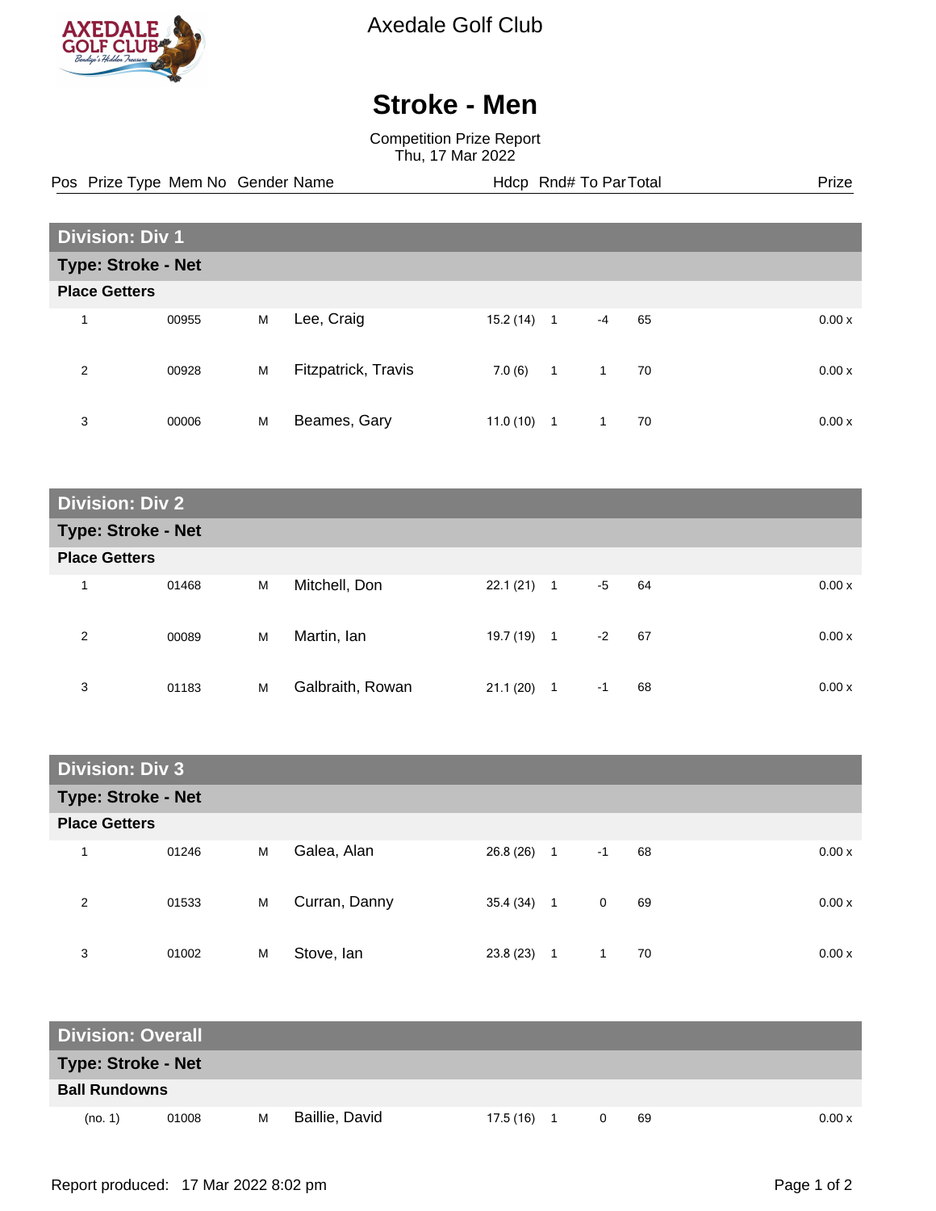Axedale Golf Club

# Stroke - Men

Competition Prize Report
Thu, 17 Mar 2022

## Division: Div 1

### Type: Stroke - Net

**Place Getters**

| Pos | Prize Type | Mem No | Gender | Name | Hdcp | Rnd# | To Par | Total | Prize |
|---|---|---|---|---|---|---|---|---|---|
| 1 | | 00955 | M | Lee, Craig | 15.2 (14) | 1 | -4 | 65 | 0.00 x |
| 2 | | 00928 | M | Fitzpatrick, Travis | 7.0 (6) | 1 | 1 | 70 | 0.00 x |
| 3 | | 00006 | M | Beames, Gary | 11.0 (10) | 1 | 1 | 70 | 0.00 x |

## Division: Div 2

### Type: Stroke - Net

**Place Getters**

| Pos | Prize Type | Mem No | Gender | Name | Hdcp | Rnd# | To Par | Total | Prize |
|---|---|---|---|---|---|---|---|---|---|
| 1 | | 01468 | M | Mitchell, Don | 22.1 (21) | 1 | -5 | 64 | 0.00 x |
| 2 | | 00089 | M | Martin, Ian | 19.7 (19) | 1 | -2 | 67 | 0.00 x |
| 3 | | 01183 | M | Galbraith, Rowan | 21.1 (20) | 1 | -1 | 68 | 0.00 x |

## Division: Div 3

### Type: Stroke - Net

**Place Getters**

| Pos | Prize Type | Mem No | Gender | Name | Hdcp | Rnd# | To Par | Total | Prize |
|---|---|---|---|---|---|---|---|---|---|
| 1 | | 01246 | M | Galea, Alan | 26.8 (26) | 1 | -1 | 68 | 0.00 x |
| 2 | | 01533 | M | Curran, Danny | 35.4 (34) | 1 | 0 | 69 | 0.00 x |
| 3 | | 01002 | M | Stove, Ian | 23.8 (23) | 1 | 1 | 70 | 0.00 x |

## Division: Overall

### Type: Stroke - Net

**Ball Rundowns**

| Pos | Prize Type | Mem No | Gender | Name | Hdcp | Rnd# | To Par | Total | Prize |
|---|---|---|---|---|---|---|---|---|---|
| (no. 1) | | 01008 | M | Baillie, David | 17.5 (16) | 1 | 0 | 69 | 0.00 x |

Report produced: 17 Mar 2022 8:02 pm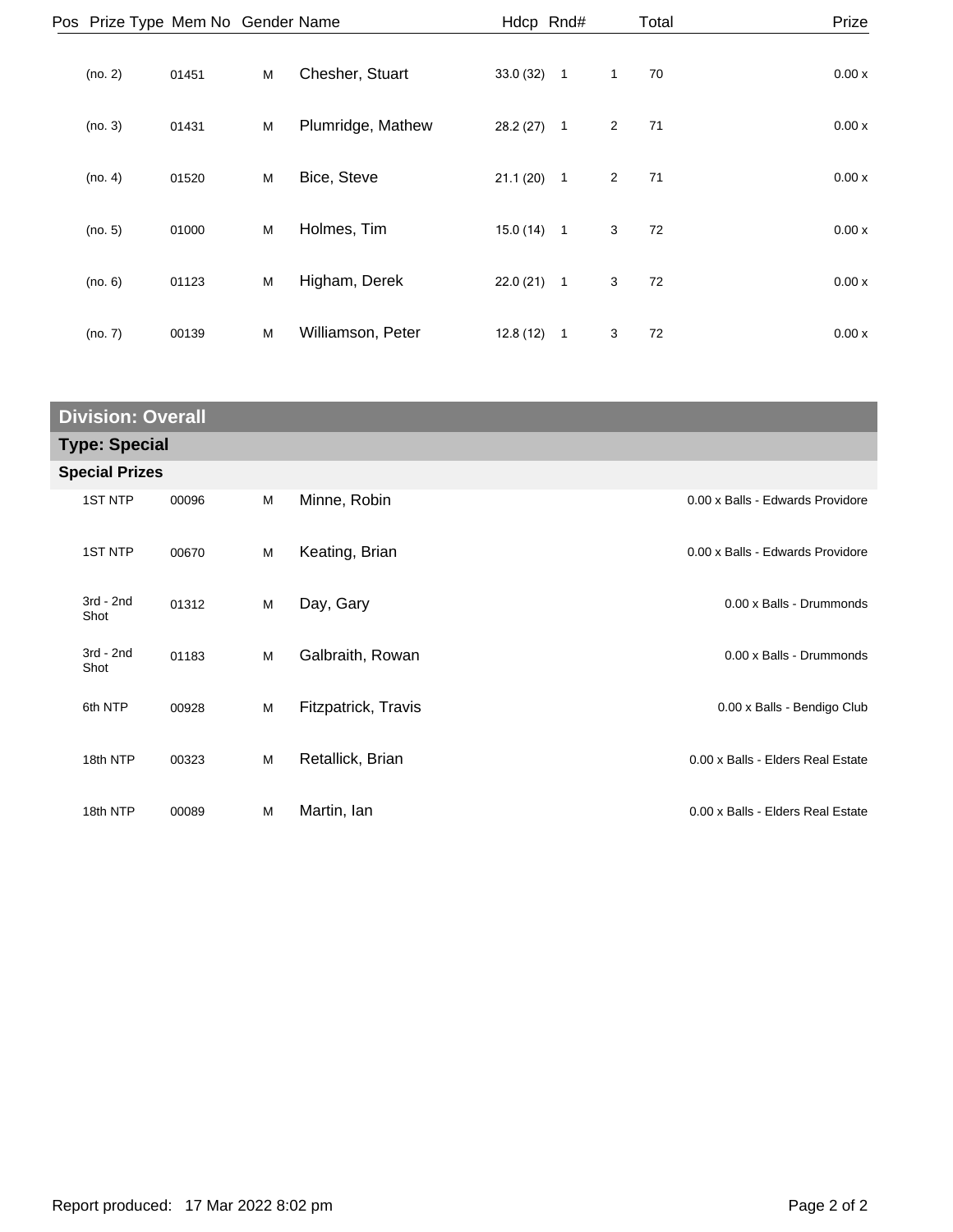| Pos | Prize Type | Mem No | Gender | Name | Hdcp | Rnd# | | Total | Prize |
|---|---|---|---|---|---|---|---|---|---|
| | (no. 2) | 01451 | M | Chesher, Stuart | 33.0 (32) | 1 | 1 | 70 | 0.00 x |
| | (no. 3) | 01431 | M | Plumridge, Mathew | 28.2 (27) | 1 | 2 | 71 | 0.00 x |
| | (no. 4) | 01520 | M | Bice, Steve | 21.1 (20) | 1 | 2 | 71 | 0.00 x |
| | (no. 5) | 01000 | M | Holmes, Tim | 15.0 (14) | 1 | 3 | 72 | 0.00 x |
| | (no. 6) | 01123 | M | Higham, Derek | 22.0 (21) | 1 | 3 | 72 | 0.00 x |
| | (no. 7) | 00139 | M | Williamson, Peter | 12.8 (12) | 1 | 3 | 72 | 0.00 x |

## Division: Overall

### Type: Special

#### Special Prizes

| | | | | |
|---|---|---|---|---|
| 1ST NTP | 00096 | M | Minne, Robin | 0.00 x Balls - Edwards Providore |
| 1ST NTP | 00670 | M | Keating, Brian | 0.00 x Balls - Edwards Providore |
| 3rd - 2nd Shot | 01312 | M | Day, Gary | 0.00 x Balls - Drummonds |
| 3rd - 2nd Shot | 01183 | M | Galbraith, Rowan | 0.00 x Balls - Drummonds |
| 6th NTP | 00928 | M | Fitzpatrick, Travis | 0.00 x Balls - Bendigo Club |
| 18th NTP | 00323 | M | Retallick, Brian | 0.00 x Balls - Elders Real Estate |
| 18th NTP | 00089 | M | Martin, Ian | 0.00 x Balls - Elders Real Estate |

Report produced: 17 Mar 2022 8:02 pm